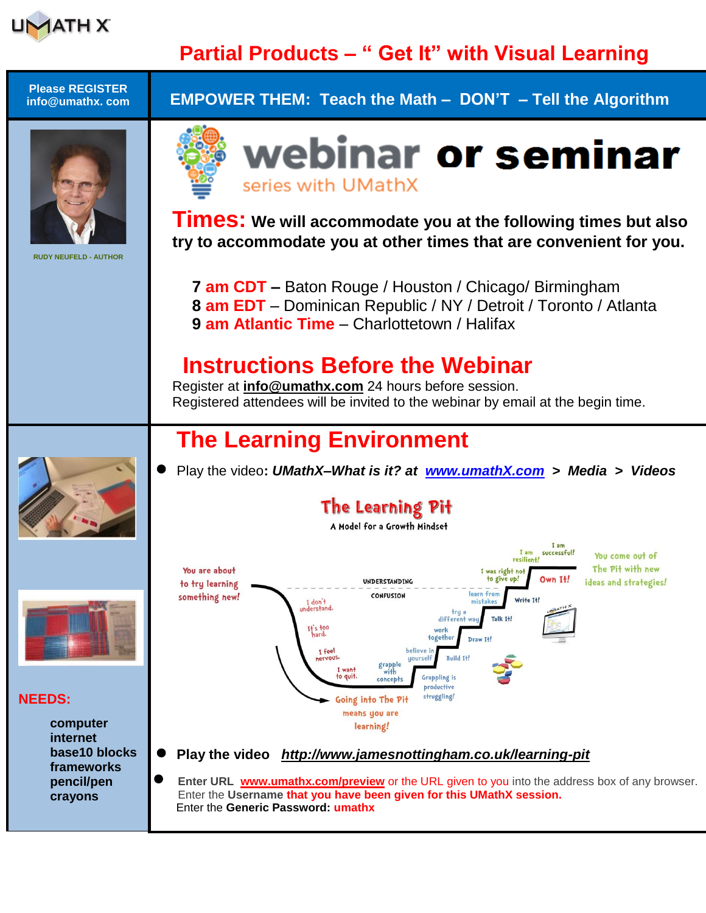# Partial Products – " Get It" with Visual Learning

**Please REGISTER info@umathx. com**

## EMPOWER THEM: Teach the Math – DON'T – Tell the Algorithm

RUDY NEUFELD - AUTHOR

# webinar or seminar

series with UMathX

**Times:** **We will accommodate you at the following times but also try to accommodate you at other times that are convenient for you.**

**7 am CDT –** Baton Rouge / Houston / Chicago/ Birmingham
**8 am EDT** – Dominican Republic / NY / Detroit / Toronto / Atlanta
**9 am Atlantic Time** – Charlottetown / Halifax

## Instructions Before the Webinar

Register at **info@umathx.com** 24 hours before session.
Registered attendees will be invited to the webinar by email at the begin time.

## The Learning Environment

- Play the video**:** ***UMathX–What is it? at www.umathX.com > Media > Videos***

The Learning Pit

A Model for a Growth Mindset

You are about to try learning something new! — UNDERSTANDING — CONFUSION — I don't understand. — It's too hard. — I feel nervous. — I want to quit. — grapple with concepts — believe in yourself — work together — try a different way — learn from mistakes — I was right not to give up! — I am resilient! — I am successful! — Build It! — Draw It! — Talk It! — Write It! — Own It! — Grappling is productive struggling! — Going into The Pit means you are learning! — You come out of The Pit with new ideas and strategies!

- **Play the video** ***http://www.jamesnottingham.co.uk/learning-pit***

- **Enter URL www.umathx.com/preview** or the URL given to you into the address box of any browser.
  Enter the **Username that you have been given for this UMathX session.**
  Enter the **Generic Password: umathx**

**NEEDS:**

- computer
- internet
- base10 blocks
- frameworks
- pencil/pen
- crayons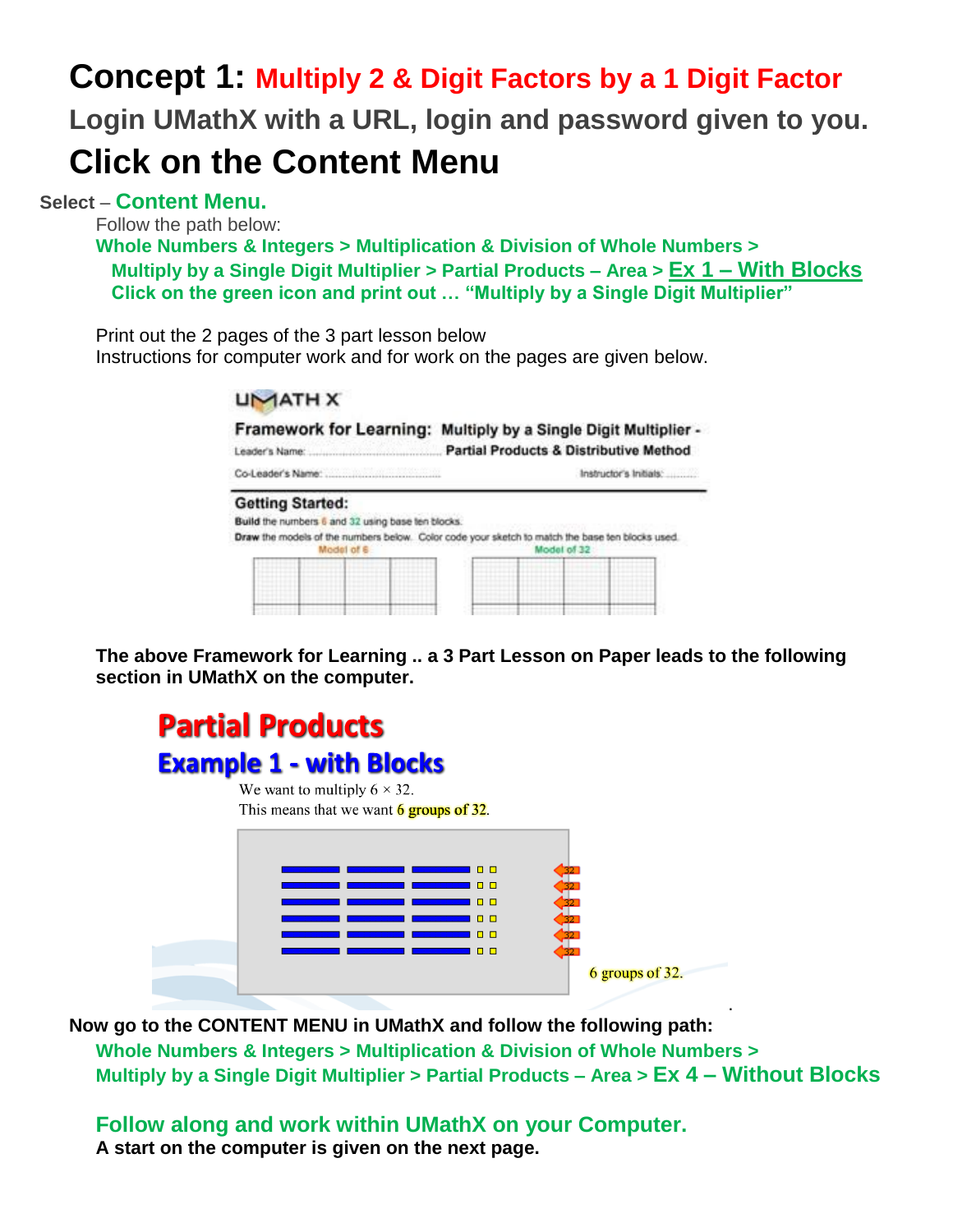# Concept 1: Multiply 2 & Digit Factors by a 1 Digit Factor

## Login UMathX with a URL, login and password given to you.

## Click on the Content Menu

**Select** – **Content Menu.**

Follow the path below:

**Whole Numbers & Integers > Multiplication & Division of Whole Numbers > Multiply by a Single Digit Multiplier > Partial Products – Area > Ex 1 – With Blocks**

**Click on the green icon and print out … "Multiply by a Single Digit Multiplier"**

Print out the 2 pages of the 3 part lesson below

Instructions for computer work and for work on the pages are given below.

UMATH X

**Framework for Learning:** **Multiply by a Single Digit Multiplier - Partial Products & Distributive Method**

Leader's Name: ..............................

Co-Leader's Name: ..............................

Instructor's Initials: ..........

**Getting Started:**

**Build** the numbers 6 and 32 using base ten blocks.

**Draw** the models of the numbers below. Color code your sketch to match the base ten blocks used.

Model of 6

Model of 32

**The above Framework for Learning .. a 3 Part Lesson on Paper leads to the following section in UMathX on the computer.**

## Partial Products

### Example 1 - with Blocks

We want to multiply $6 \times 32$.

This means that we want 6 groups of 32.

6 groups of 32.

**Now go to the CONTENT MENU in UMathX and follow the following path:**

**Whole Numbers & Integers > Multiplication & Division of Whole Numbers > Multiply by a Single Digit Multiplier > Partial Products – Area > Ex 4 – Without Blocks**

**Follow along and work within UMathX on your Computer.**

**A start on the computer is given on the next page.**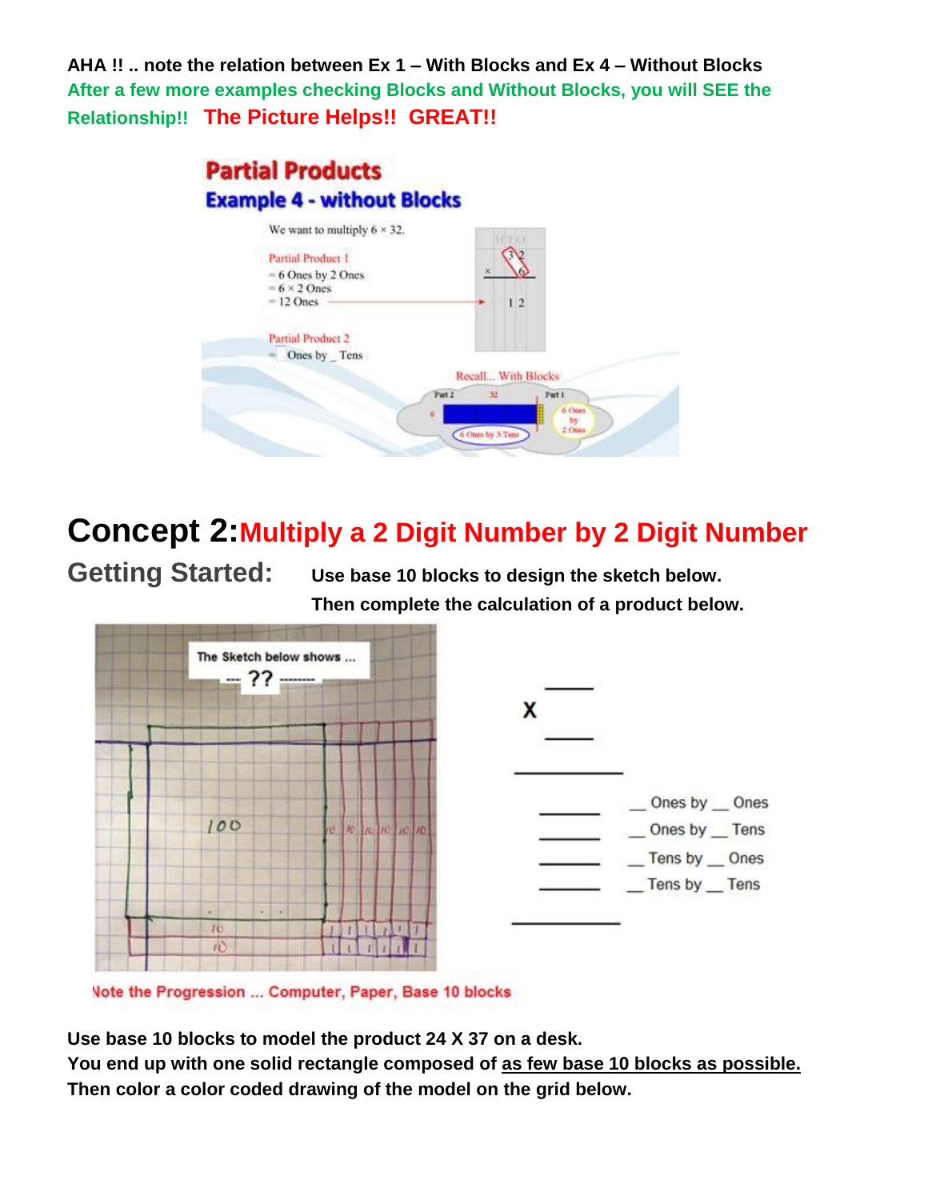**AHA !! .. note the relation between Ex 1 – With Blocks and Ex 4 – Without Blocks**
**After a few more examples checking Blocks and Without Blocks, you will SEE the Relationship!!** **The Picture Helps!! GREAT!!**

**Partial Products**
**Example 4 - without Blocks**

We want to multiply 6 × 32.

Partial Product 1
= 6 Ones by 2 Ones
= 6 × 2 Ones
= 12 Ones

Partial Product 2
= _ Ones by _ Tens

Recall... With Blocks

# Concept 2: Multiply a 2 Digit Number by 2 Digit Number

## Getting Started:

**Use base 10 blocks to design the sketch below.**
**Then complete the calculation of a product below.**

The Sketch below shows ...
--- ?? --------

```
     ____
 X   ____
 __________
   ______   __ Ones by __ Ones
   ______   __ Ones by __ Tens
   ______   __ Tens by __ Ones
   ______   __ Tens by __ Tens
 __________
```

Note the Progression ... Computer, Paper, Base 10 blocks

**Use base 10 blocks to model the product 24 X 37 on a desk.**
**You end up with one solid rectangle composed of as few base 10 blocks as possible.**
**Then color a color coded drawing of the model on the grid below.**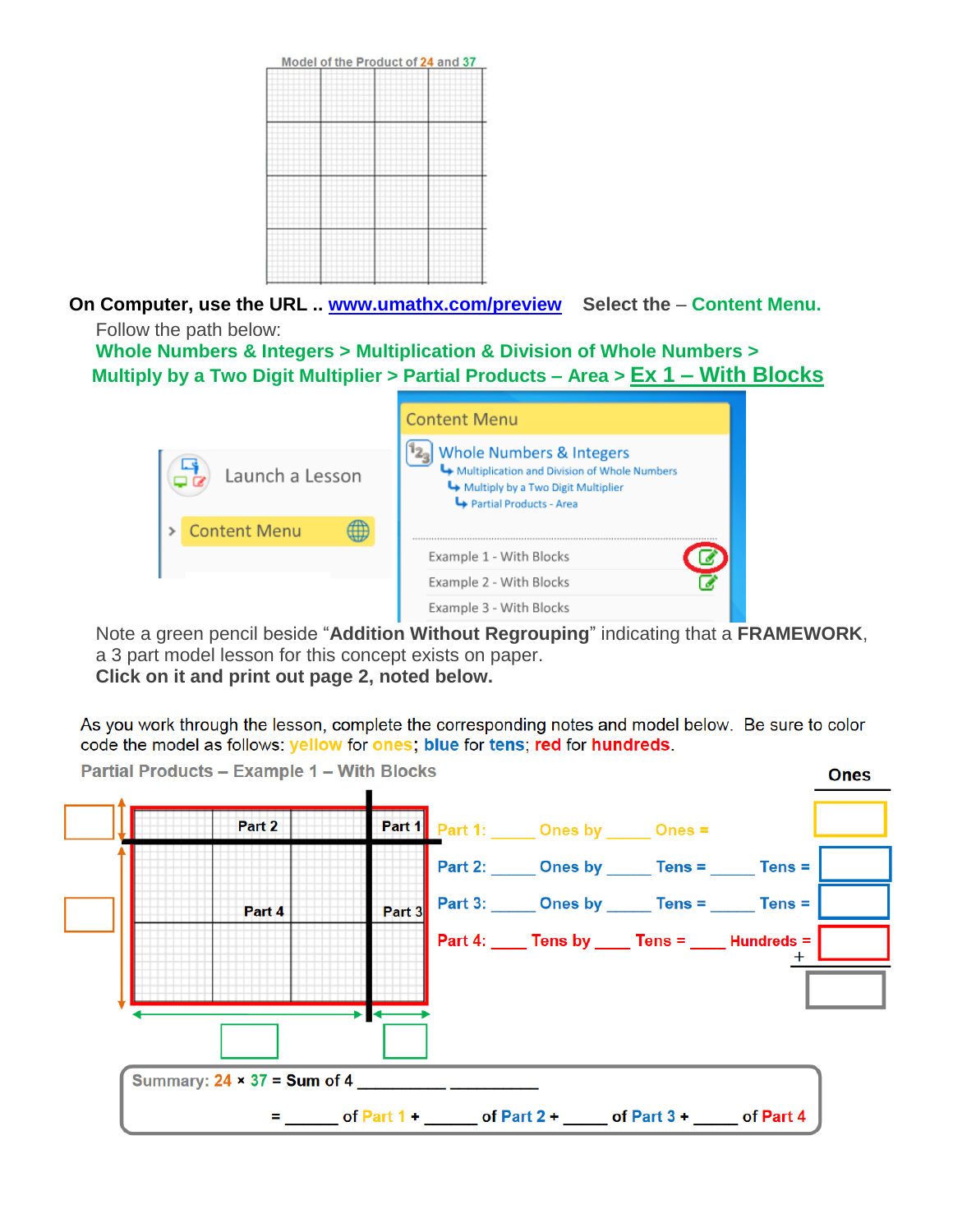Model of the Product of 24 and 37

**On Computer, use the URL ..** www.umathx.com/preview **Select the – Content Menu.**

Follow the path below:

**Whole Numbers & Integers > Multiplication & Division of Whole Numbers > Multiply by a Two Digit Multiplier > Partial Products – Area > Ex 1 – With Blocks**

Launch a Lesson

Content Menu

Content Menu

Whole Numbers & Integers
Multiplication and Division of Whole Numbers
Multiply by a Two Digit Multiplier
Partial Products - Area

Example 1 - With Blocks
Example 2 - With Blocks
Example 3 - With Blocks

Note a green pencil beside "**Addition Without Regrouping**" indicating that a **FRAMEWORK**, a 3 part model lesson for this concept exists on paper.
**Click on it and print out page 2, noted below.**

As you work through the lesson, complete the corresponding notes and model below. Be sure to color code the model as follows: yellow for ones; blue for tens; red for hundreds.

**Partial Products – Example 1 – With Blocks**

Part 2 | Part 1 | Part 4 | Part 3

**Ones**

Part 1: _____ Ones by _____ Ones =

Part 2: _____ Ones by _____ Tens = _____ Tens =

Part 3: _____ Ones by _____ Tens = _____ Tens =

Part 4: ____ Tens by ____ Tens = ____ Hundreds =

+

Summary: 24 × 37 = Sum of 4 __________ __________

= _____ of Part 1 + _____ of Part 2 + _____ of Part 3 + _____ of Part 4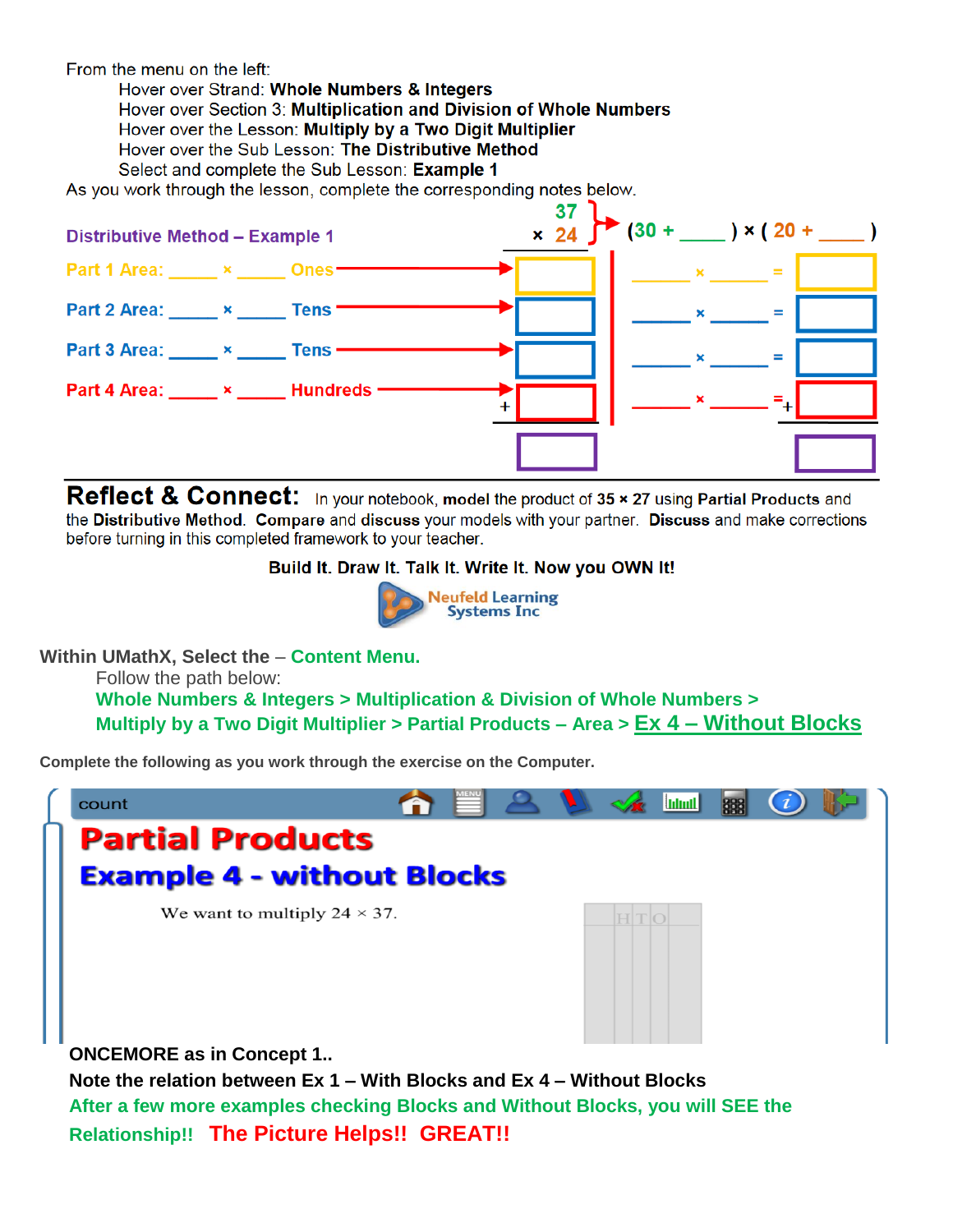From the menu on the left:

Hover over Strand: **Whole Numbers & Integers**
Hover over Section 3: **Multiplication and Division of Whole Numbers**
Hover over the Lesson: **Multiply by a Two Digit Multiplier**
Hover over the Sub Lesson: **The Distributive Method**
Select and complete the Sub Lesson: **Example 1**

As you work through the lesson, complete the corresponding notes below.

**Distributive Method – Example 1**

$$\begin{array}{r} 37 \\ \times\ 24 \end{array} \rightarrow (30 + \_\_\_\_)\times(20 + \_\_\_\_)$$

| | | | |
|---|---|---|---|
| **Part 1 Area:** _____ × _____ **Ones** | → [ ] | _____ × _____ = | [ ] |
| **Part 2 Area:** _____ × _____ **Tens** | → [ ] | _____ × _____ = | [ ] |
| **Part 3 Area:** _____ × _____ **Tens** | → [ ] | _____ × _____ = | [ ] |
| **Part 4 Area:** _____ × _____ **Hundreds** | → + [ ] | _____ × _____ = | + [ ] |
| | [ ] | | [ ] |

## Reflect & Connect:

In your notebook, **model** the product of **35 × 27** using **Partial Products** and the **Distributive Method**. **Compare** and **discuss** your models with your partner. **Discuss** and make corrections before turning in this completed framework to your teacher.

**Build It. Draw It. Talk It. Write It. Now you OWN It!**

Neufeld Learning Systems Inc

**Within UMathX, Select the – Content Menu.**

Follow the path below:

**Whole Numbers & Integers > Multiplication & Division of Whole Numbers > Multiply by a Two Digit Multiplier > Partial Products – Area > Ex 4 – Without Blocks**

**Complete the following as you work through the exercise on the Computer.**

count

# Partial Products

## Example 4 - without Blocks

We want to multiply 24 × 37.

H T O

**ONCEMORE as in Concept 1..**

**Note the relation between Ex 1 – With Blocks and Ex 4 – Without Blocks**

**After a few more examples checking Blocks and Without Blocks, you will SEE the Relationship!! The Picture Helps!! GREAT!!**